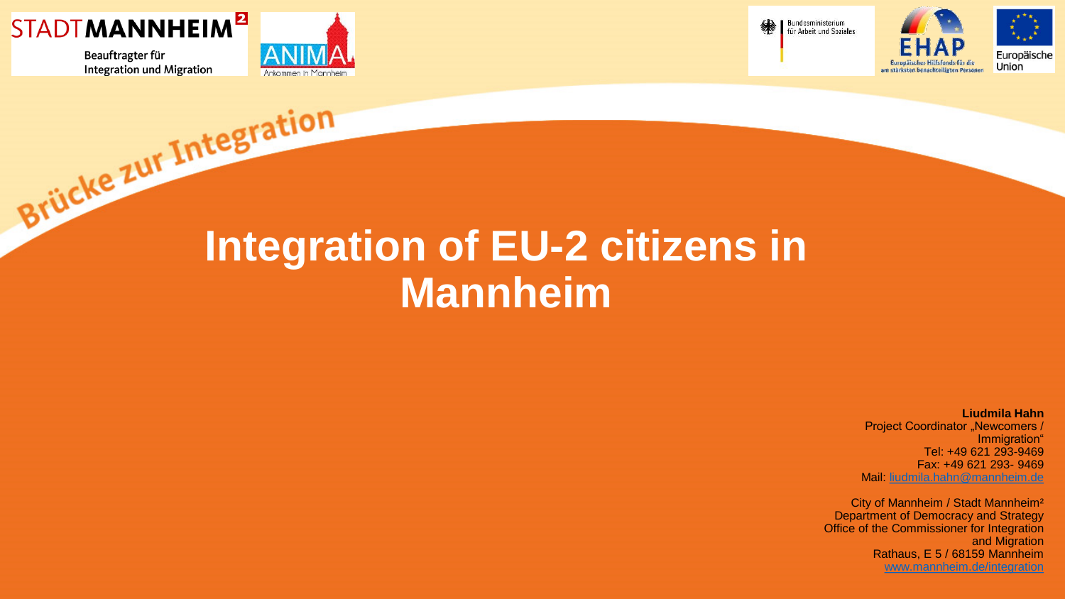STADTMANNHEIM²

Beauftragter für
Integration und Migration

ANIMA
Ankommen in Mannheim

Bundesministerium
für Arbeit und Soziales

EHAP
Europäischer Hilfsfonds für die am stärksten benachteiligten Personen

Europäische Union

Brücke zur Integration

# Integration of EU-2 citizens in Mannheim

**Liudmila Hahn**
Project Coordinator „Newcomers / Immigration"
Tel: +49 621 293-9469
Fax: +49 621 293- 9469
Mail: liudmila.hahn@mannheim.de

City of Mannheim / Stadt Mannheim²
Department of Democracy and Strategy
Office of the Commissioner for Integration and Migration
Rathaus, E 5 / 68159 Mannheim
www.mannheim.de/integration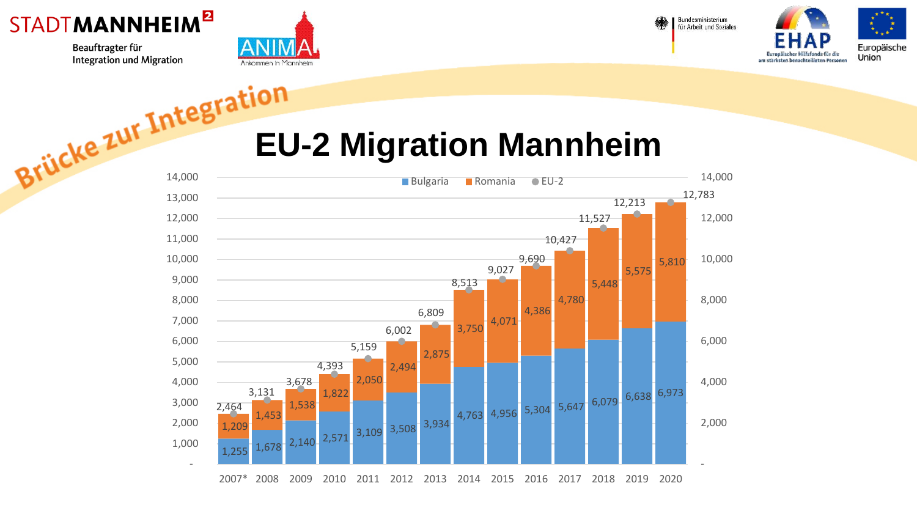STADTMANNHEIM²

Beauftragter für Integration und Migration

ANIMA – Ankommen in Mannheim

Bundesministerium für Arbeit und Soziales

EHAP – Europäischer Hilfsfonds für die am stärksten benachteiligten Personen

Europäische Union

Brücke zur Integration

# EU-2 Migration Mannheim

| Year | Bulgaria | Romania | EU-2 |
|---|---|---|---|
| 2007* | 1,255 | 1,209 | 2,464 |
| 2008 | 1,678 | 1,453 | 3,131 |
| 2009 | 2,140 | 1,538 | 3,678 |
| 2010 | 2,571 | 1,822 | 4,393 |
| 2011 | 3,109 | 2,050 | 5,159 |
| 2012 | 3,508 | 2,494 | 6,002 |
| 2013 | 3,934 | 2,875 | 6,809 |
| 2014 | 4,763 | 3,750 | 8,513 |
| 2015 | 4,956 | 4,071 | 9,027 |
| 2016 | 5,304 | 4,386 | 9,690 |
| 2017 | 5,647 | 4,780 | 10,427 |
| 2018 | 6,079 | 5,448 | 11,527 |
| 2019 | 6,638 | 5,575 | 12,213 |
| 2020 | 6,973 | 5,810 | 12,783 |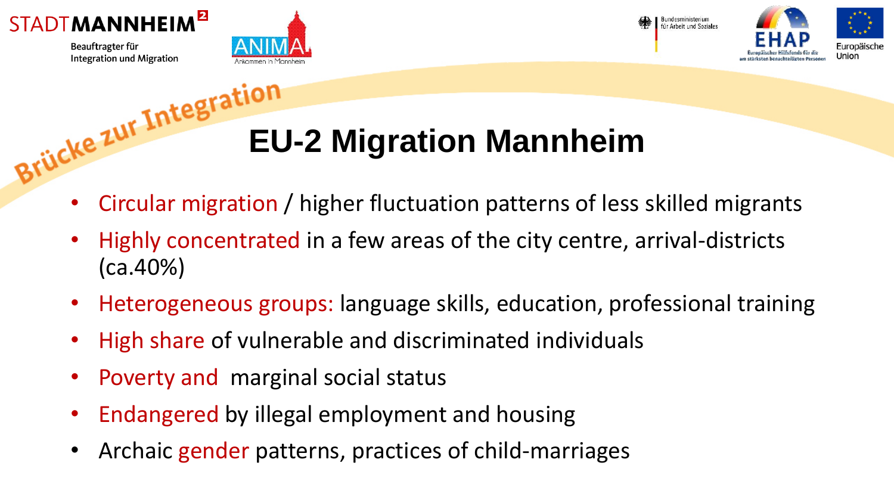# EU-2 Migration Mannheim

- Circular migration / higher fluctuation patterns of less skilled migrants
- Highly concentrated in a few areas of the city centre, arrival-districts (ca.40%)
- Heterogeneous groups: language skills, education, professional training
- High share of vulnerable and discriminated individuals
- Poverty and marginal social status
- Endangered by illegal employment and housing
- Archaic gender patterns, practices of child-marriages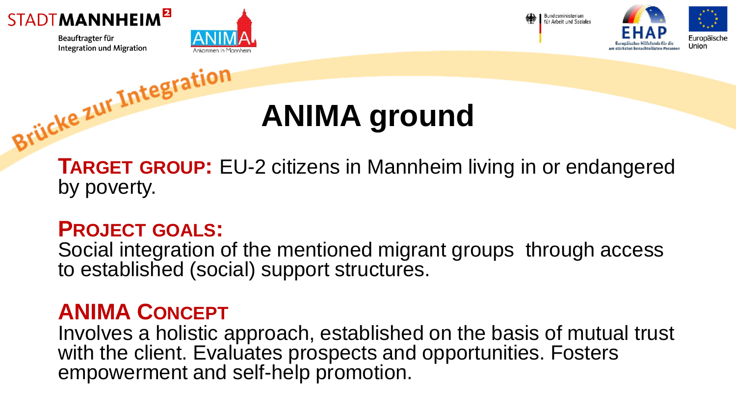# ANIMA ground

**TARGET GROUP:** EU-2 citizens in Mannheim living in or endangered by poverty.

**PROJECT GOALS:**
Social integration of the mentioned migrant groups through access to established (social) support structures.

**ANIMA CONCEPT**
Involves a holistic approach, established on the basis of mutual trust with the client. Evaluates prospects and opportunities. Fosters empowerment and self-help promotion.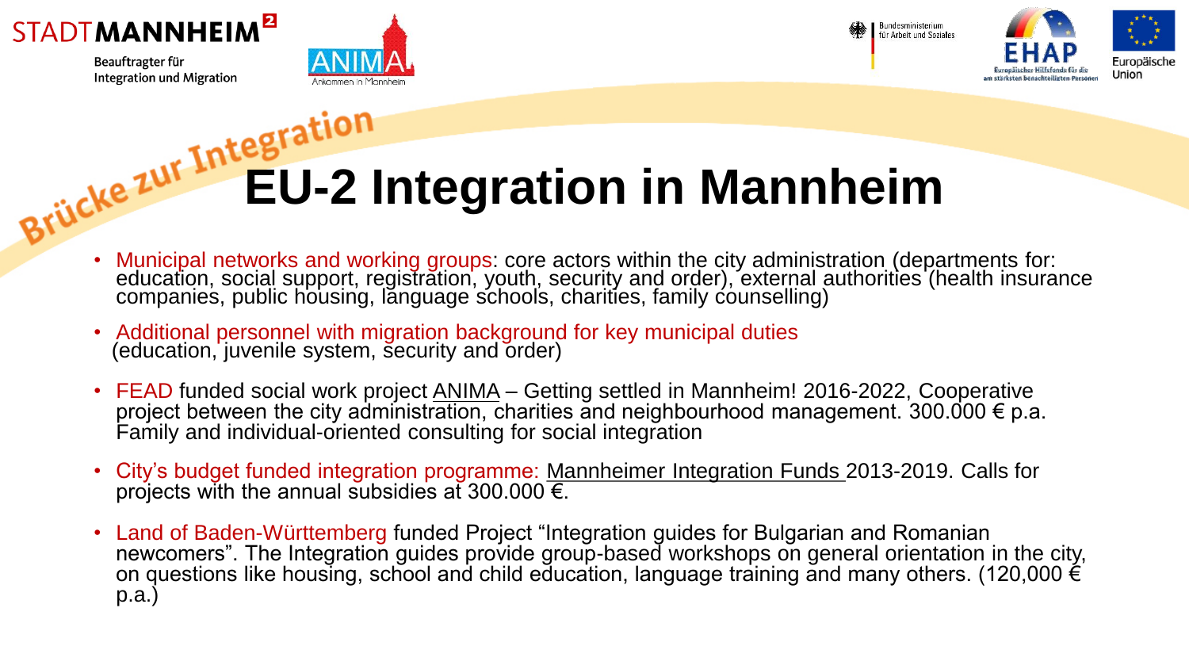STADTMANNHEIM²

Beauftragter für Integration und Migration

Bundesministerium für Arbeit und Soziales

Europäische Union

Brücke zur Integration

# EU-2 Integration in Mannheim

- Municipal networks and working groups: core actors within the city administration (departments for: education, social support, registration, youth, security and order), external authorities (health insurance companies, public housing, language schools, charities, family counselling)
- Additional personnel with migration background for key municipal duties (education, juvenile system, security and order)
- FEAD funded social work project ANIMA – Getting settled in Mannheim! 2016-2022, Cooperative project between the city administration, charities and neighbourhood management. 300.000 € p.a. Family and individual-oriented consulting for social integration
- City's budget funded integration programme: Mannheimer Integration Funds 2013-2019. Calls for projects with the annual subsidies at 300.000 €.
- Land of Baden-Württemberg funded Project "Integration guides for Bulgarian and Romanian newcomers". The Integration guides provide group-based workshops on general orientation in the city, on questions like housing, school and child education, language training and many others. (120,000 € p.a.)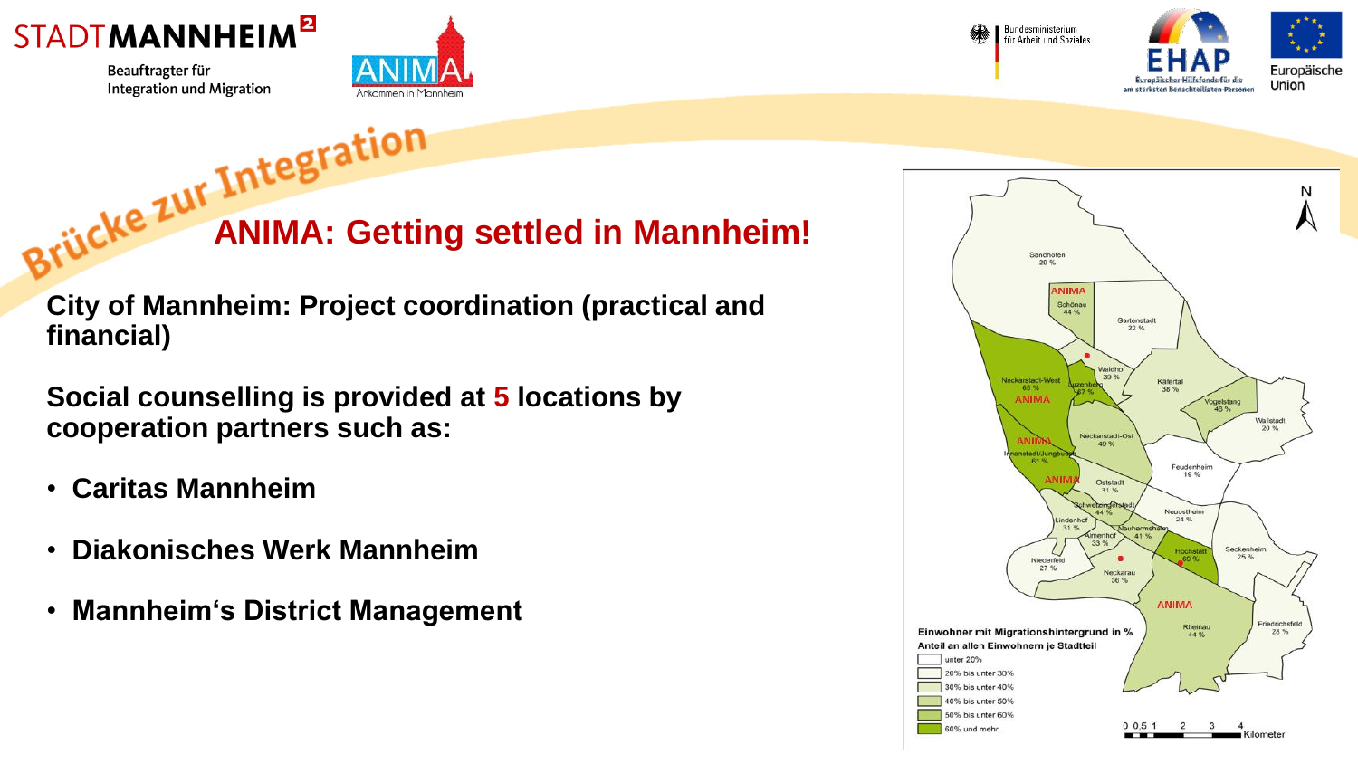# ANIMA: Getting settled in Mannheim!

**City of Mannheim: Project coordination (practical and financial)**

**Social counselling is provided at 5 locations by cooperation partners such as:**

- **Caritas Mannheim**
- **Diakonisches Werk Mannheim**
- **Mannheim's District Management**

**Einwohner mit Migrationshintergrund in %**
**Anteil an allen Einwohnern je Stadtteil**

- unter 20%
- 20% bis unter 30%
- 30% bis unter 40%
- 40% bis unter 50%
- 50% bis unter 60%
- 60% und mehr

| Stadtteil | % |
| --- | --- |
| Sandhofen | 20 % |
| Schönau | 44 % |
| Gartenstadt | 22 % |
| Waldhof | 39 % |
| Luzenberg | 67 % |
| Neckarstadt-West | 65 % |
| Käfertal | 38 % |
| Vogelstang | 46 % |
| Wallstadt | 20 % |
| Neckarstadt-Ost | 49 % |
| Innenstadt/Jungbusch | 61 % |
| Feudenheim | 19 % |
| Oststadt | 31 % |
| Schwetzingerstadt | 44 % |
| Lindenhof | 31 % |
| Neuostheim | 24 % |
| Neuhermsheim | 41 % |
| Almenhof | 33 % |
| Hochstätt | 69 % |
| Seckenheim | 25 % |
| Niederfeld | 27 % |
| Neckarau | 36 % |
| Rheinau | 44 % |
| Friedrichsfeld | 28 % |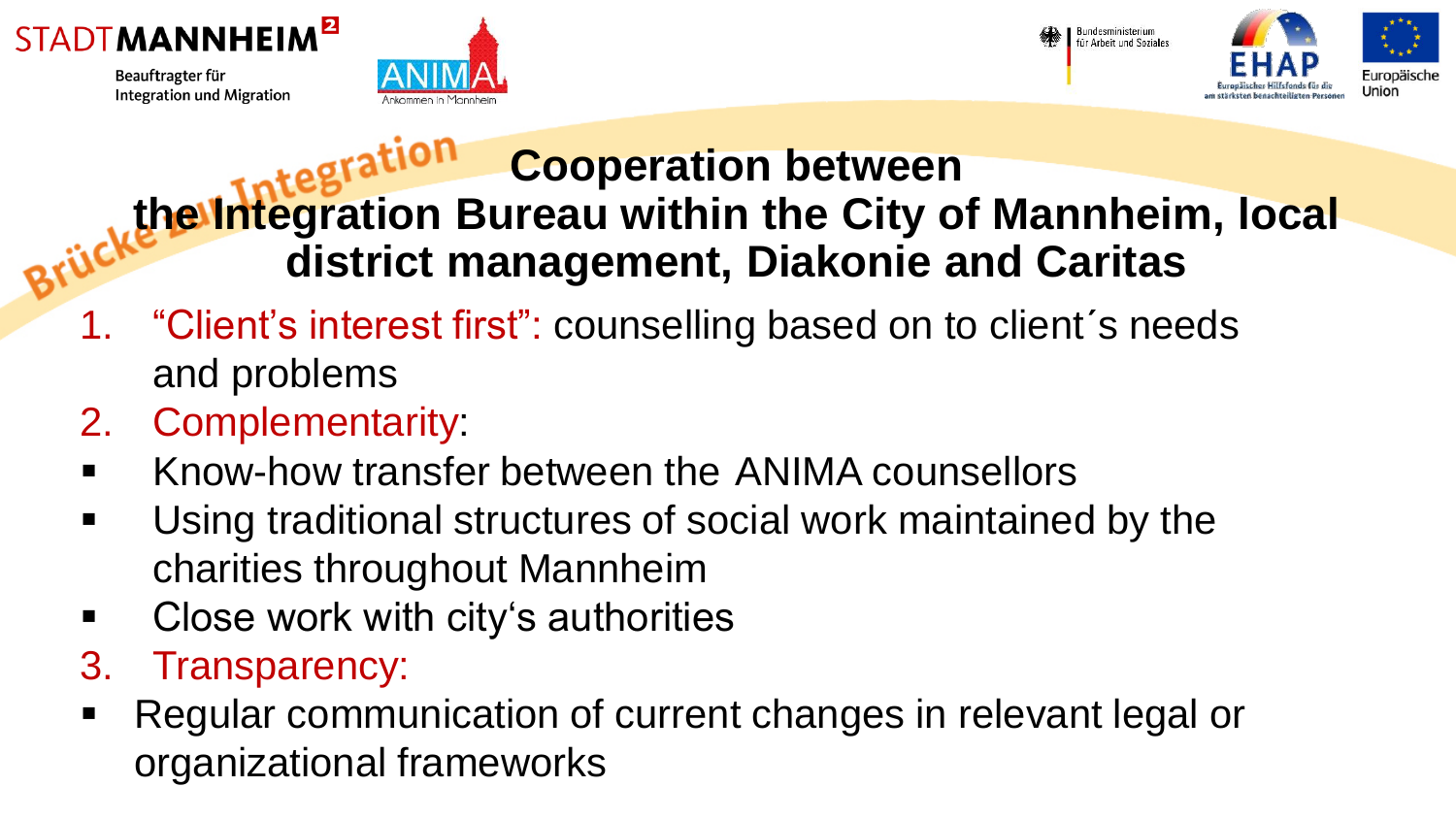# Cooperation between the Integration Bureau within the City of Mannheim, local district management, Diakonie and Caritas

1. "Client's interest first": counselling based on to client´s needs and problems
2. Complementarity:
   - Know-how transfer between the ANIMA counsellors
   - Using traditional structures of social work maintained by the charities throughout Mannheim
   - Close work with city's authorities
3. Transparency:
   - Regular communication of current changes in relevant legal or organizational frameworks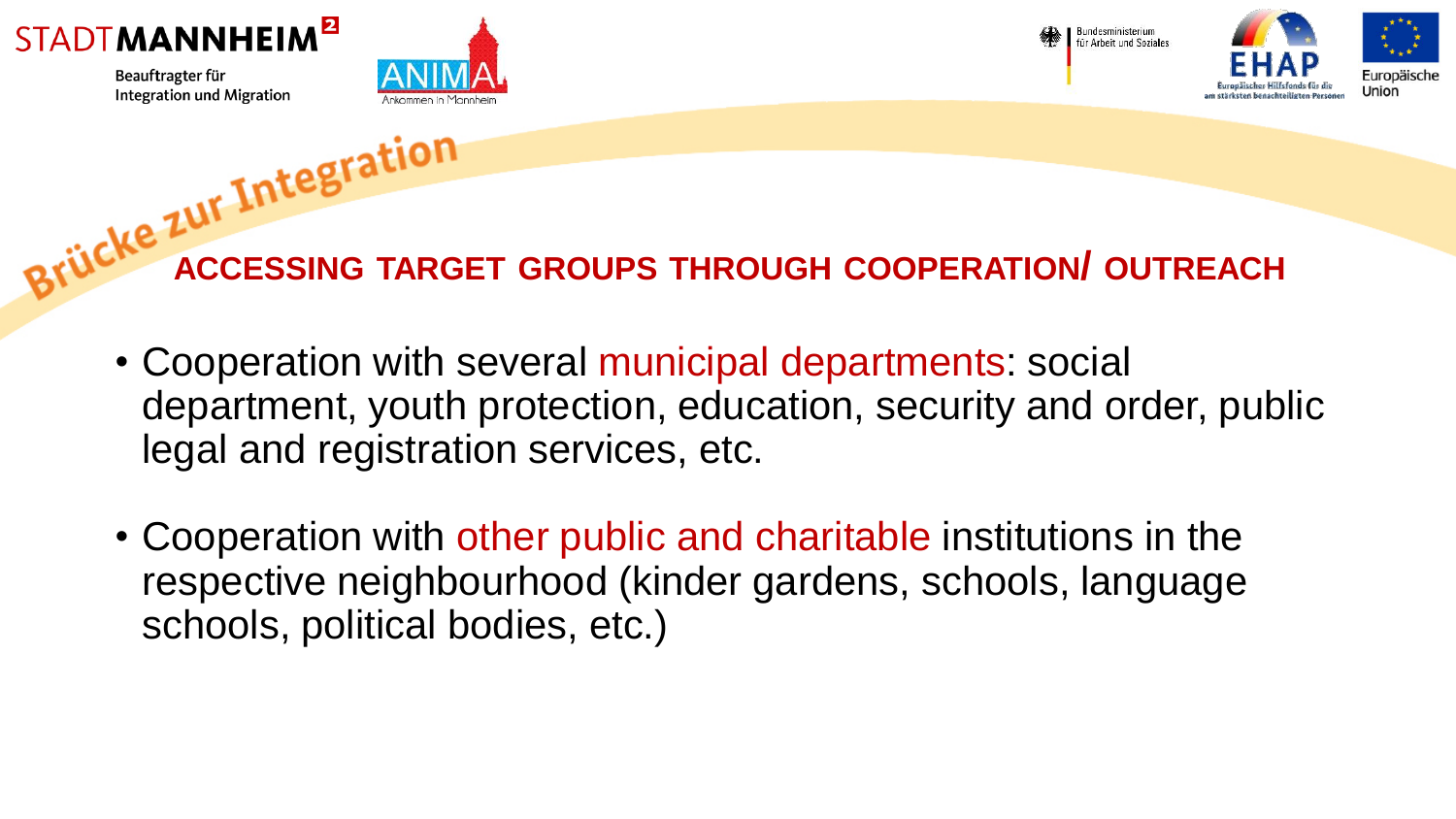## ACCESSING TARGET GROUPS THROUGH COOPERATION/ OUTREACH

- Cooperation with several municipal departments: social department, youth protection, education, security and order, public legal and registration services, etc.
- Cooperation with other public and charitable institutions in the respective neighbourhood (kinder gardens, schools, language schools, political bodies, etc.)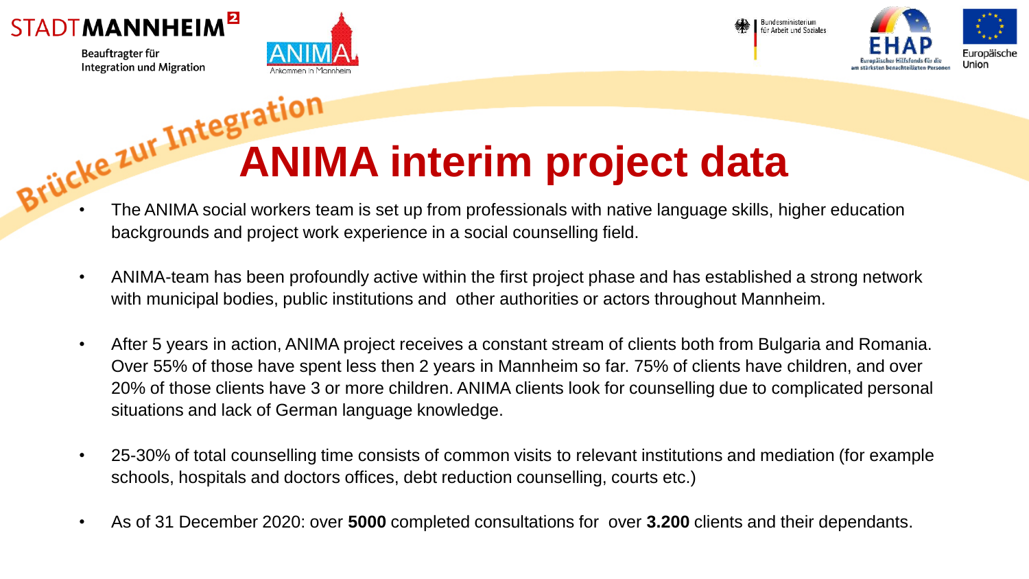# ANIMA interim project data

- The ANIMA social workers team is set up from professionals with native language skills, higher education backgrounds and project work experience in a social counselling field.
- ANIMA-team has been profoundly active within the first project phase and has established a strong network with municipal bodies, public institutions and other authorities or actors throughout Mannheim.
- After 5 years in action, ANIMA project receives a constant stream of clients both from Bulgaria and Romania. Over 55% of those have spent less then 2 years in Mannheim so far. 75% of clients have children, and over 20% of those clients have 3 or more children. ANIMA clients look for counselling due to complicated personal situations and lack of German language knowledge.
- 25-30% of total counselling time consists of common visits to relevant institutions and mediation (for example schools, hospitals and doctors offices, debt reduction counselling, courts etc.)
- As of 31 December 2020: over **5000** completed consultations for over **3.200** clients and their dependants.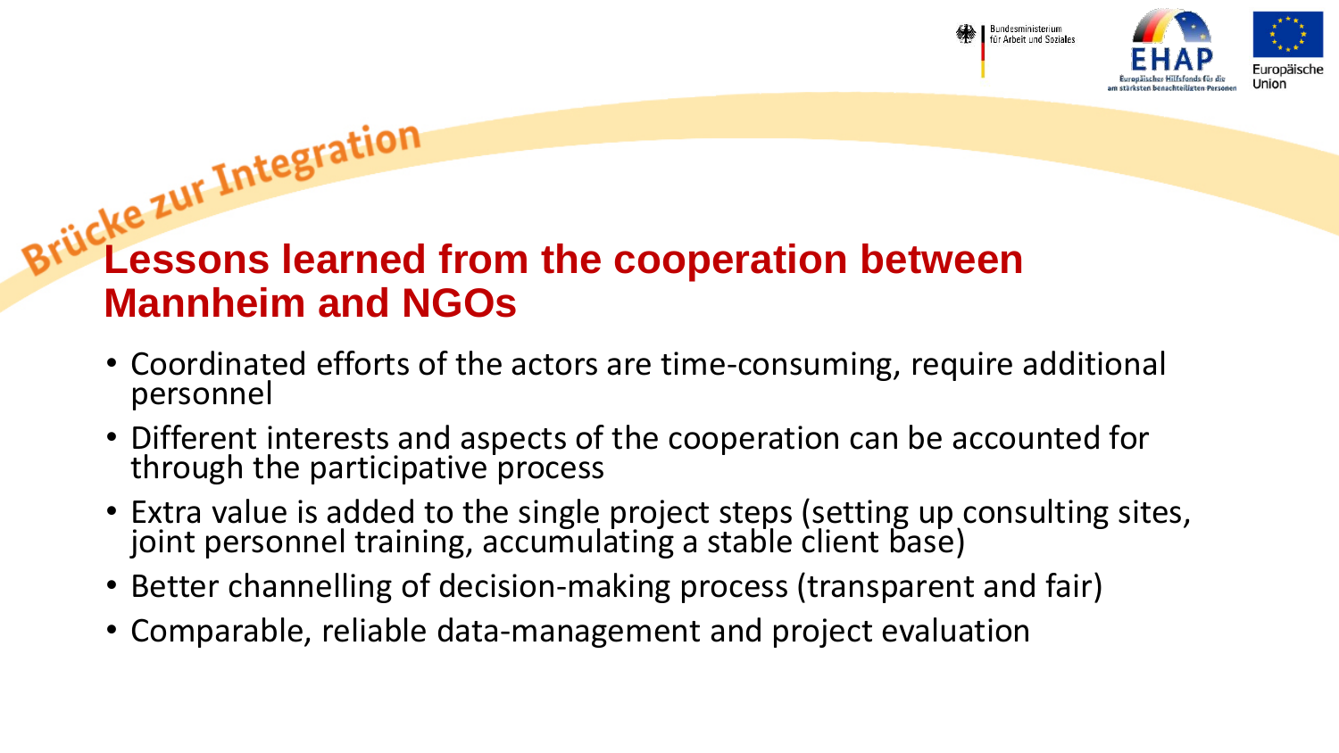Brücke zur Integration

# Lessons learned from the cooperation between Mannheim and NGOs

- Coordinated efforts of the actors are time-consuming, require additional personnel
- Different interests and aspects of the cooperation can be accounted for through the participative process
- Extra value is added to the single project steps (setting up consulting sites, joint personnel training, accumulating a stable client base)
- Better channelling of decision-making process (transparent and fair)
- Comparable, reliable data-management and project evaluation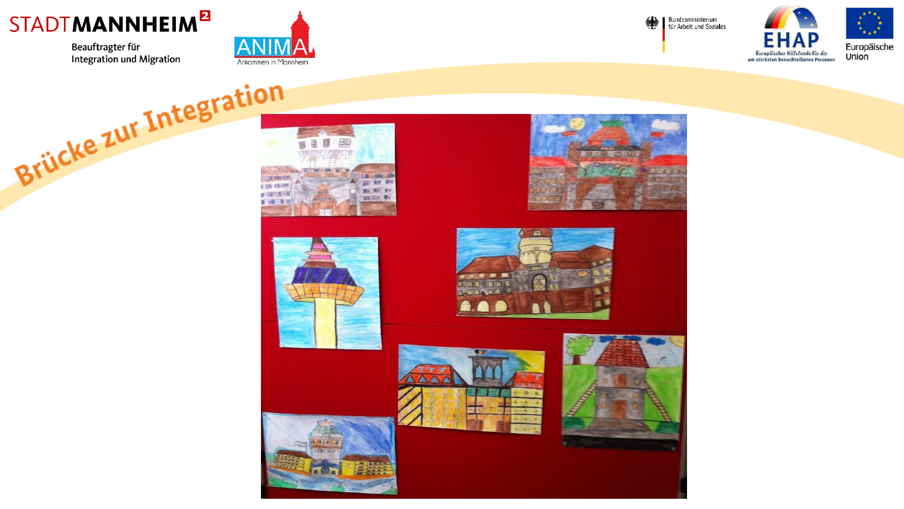STADTMANNHEIM²

Beauftragter für Integration und Migration

ANIMA Ankommen in Mannheim

Bundesministerium für Arbeit und Soziales

EHAP Europäischer Hilfsfonds für die am stärksten benachteiligten Personen

Europäische Union

Brücke zur Integration